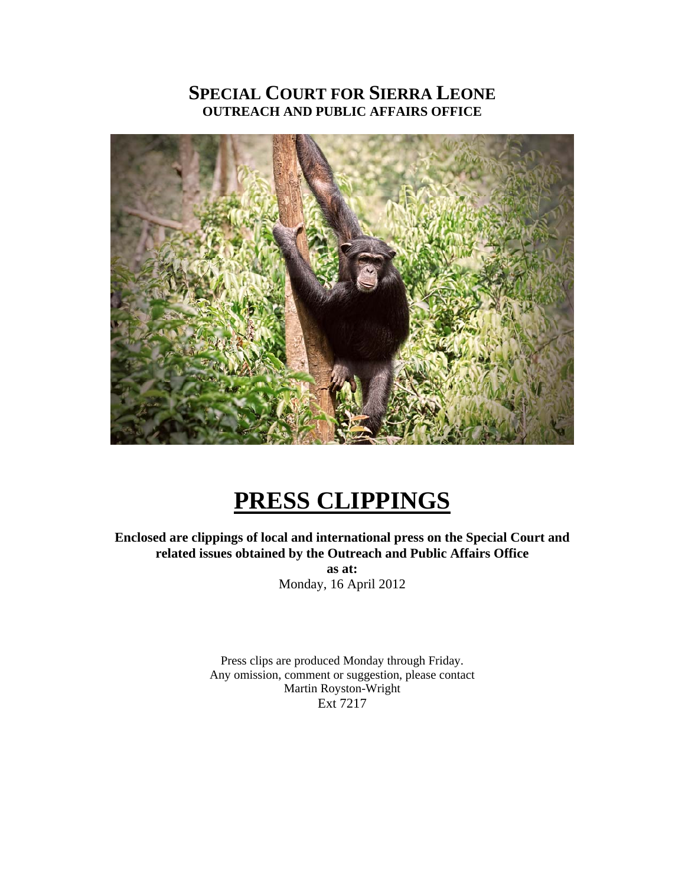# SPECIAL COURT FOR SIERRA LEONE
## OUTREACH AND PUBLIC AFFAIRS OFFICE

# PRESS CLIPPINGS

**Enclosed are clippings of local and international press on the Special Court and related issues obtained by the Outreach and Public Affairs Office**

**as at:**

Monday, 16 April 2012

Press clips are produced Monday through Friday.
Any omission, comment or suggestion, please contact
Martin Royston-Wright
Ext 7217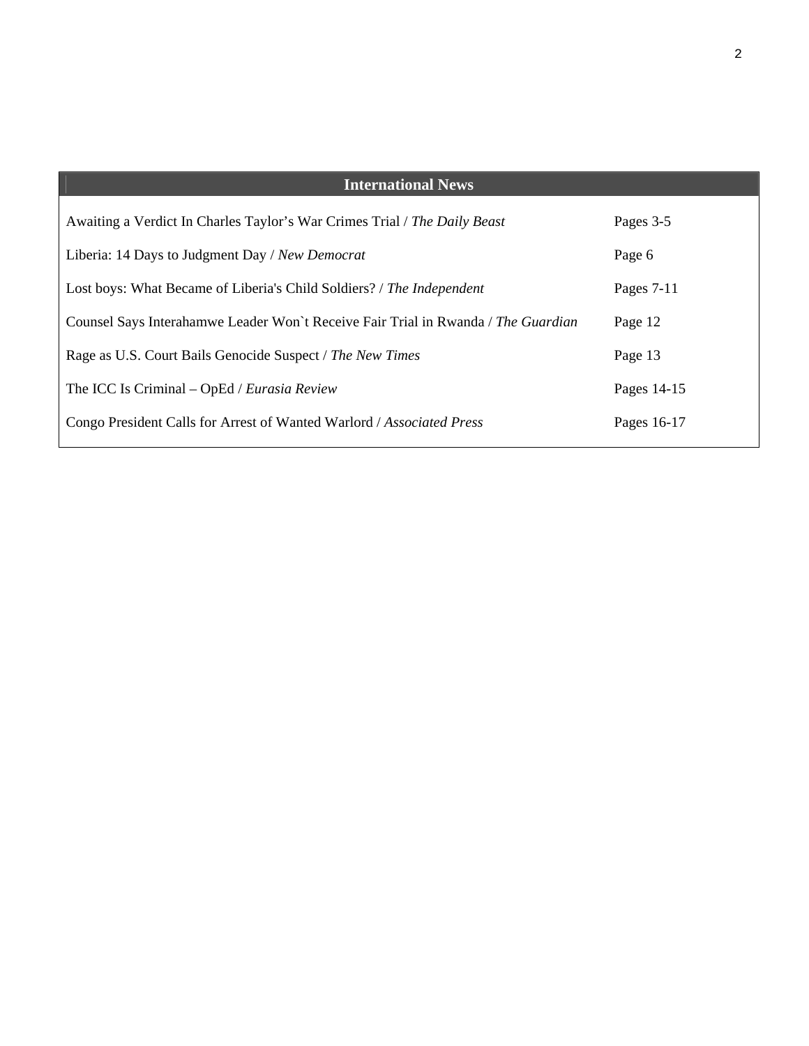| International News | |
|---|---|
| Awaiting a Verdict In Charles Taylor's War Crimes Trial / *The Daily Beast* | Pages 3-5 |
| Liberia: 14 Days to Judgment Day / *New Democrat* | Page 6 |
| Lost boys: What Became of Liberia's Child Soldiers? / *The Independent* | Pages 7-11 |
| Counsel Says Interahamwe Leader Won`t Receive Fair Trial in Rwanda / *The Guardian* | Page 12 |
| Rage as U.S. Court Bails Genocide Suspect / *The New Times* | Page 13 |
| The ICC Is Criminal – OpEd / *Eurasia Review* | Pages 14-15 |
| Congo President Calls for Arrest of Wanted Warlord / *Associated Press* | Pages 16-17 |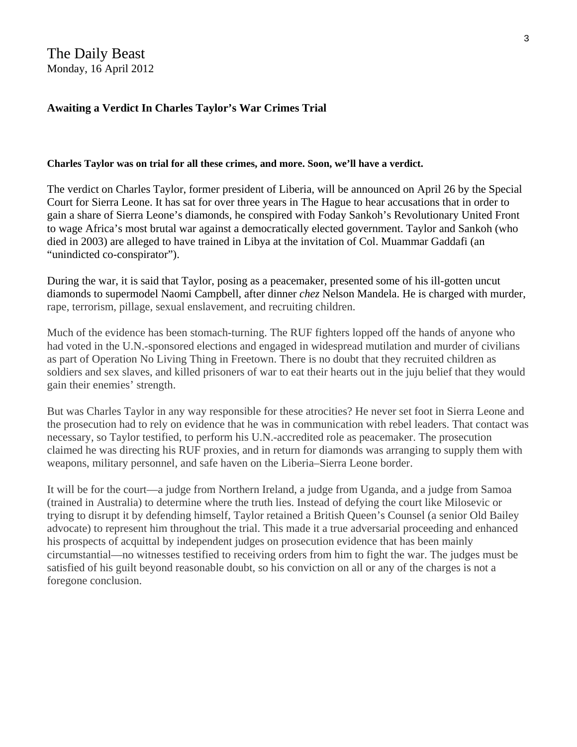The Daily Beast
Monday, 16 April 2012

**Awaiting a Verdict In Charles Taylor's War Crimes Trial**

**Charles Taylor was on trial for all these crimes, and more. Soon, we'll have a verdict.**

The verdict on Charles Taylor, former president of Liberia, will be announced on April 26 by the Special Court for Sierra Leone. It has sat for over three years in The Hague to hear accusations that in order to gain a share of Sierra Leone's diamonds, he conspired with Foday Sankoh's Revolutionary United Front to wage Africa's most brutal war against a democratically elected government. Taylor and Sankoh (who died in 2003) are alleged to have trained in Libya at the invitation of Col. Muammar Gaddafi (an "unindicted co-conspirator").

During the war, it is said that Taylor, posing as a peacemaker, presented some of his ill-gotten uncut diamonds to supermodel Naomi Campbell, after dinner *chez* Nelson Mandela. He is charged with murder, rape, terrorism, pillage, sexual enslavement, and recruiting children.

Much of the evidence has been stomach-turning. The RUF fighters lopped off the hands of anyone who had voted in the U.N.-sponsored elections and engaged in widespread mutilation and murder of civilians as part of Operation No Living Thing in Freetown. There is no doubt that they recruited children as soldiers and sex slaves, and killed prisoners of war to eat their hearts out in the juju belief that they would gain their enemies' strength.

But was Charles Taylor in any way responsible for these atrocities? He never set foot in Sierra Leone and the prosecution had to rely on evidence that he was in communication with rebel leaders. That contact was necessary, so Taylor testified, to perform his U.N.-accredited role as peacemaker. The prosecution claimed he was directing his RUF proxies, and in return for diamonds was arranging to supply them with weapons, military personnel, and safe haven on the Liberia–Sierra Leone border.

It will be for the court—a judge from Northern Ireland, a judge from Uganda, and a judge from Samoa (trained in Australia) to determine where the truth lies. Instead of defying the court like Milosevic or trying to disrupt it by defending himself, Taylor retained a British Queen's Counsel (a senior Old Bailey advocate) to represent him throughout the trial. This made it a true adversarial proceeding and enhanced his prospects of acquittal by independent judges on prosecution evidence that has been mainly circumstantial—no witnesses testified to receiving orders from him to fight the war. The judges must be satisfied of his guilt beyond reasonable doubt, so his conviction on all or any of the charges is not a foregone conclusion.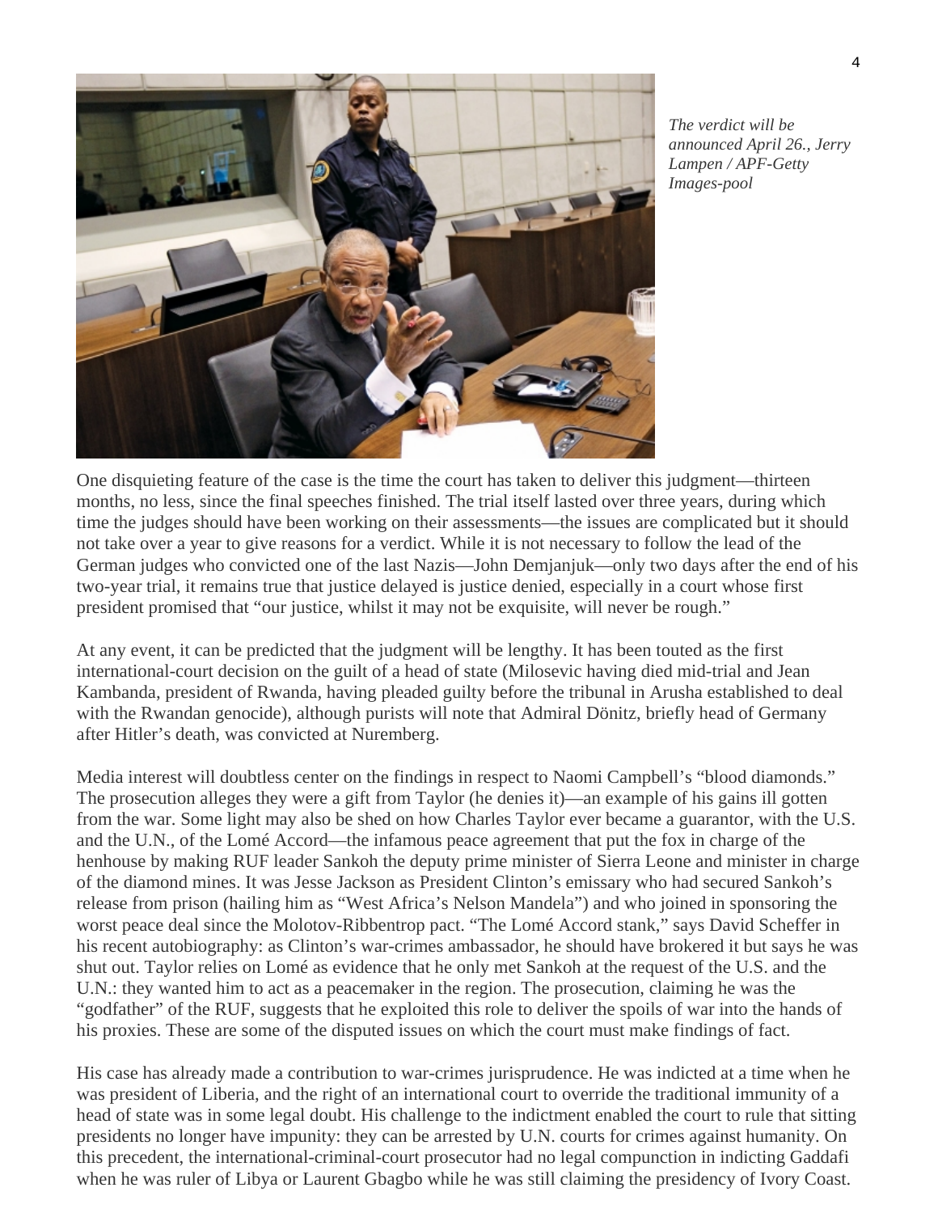*The verdict will be announced April 26., Jerry Lampen / APF-Getty Images-pool*

One disquieting feature of the case is the time the court has taken to deliver this judgment—thirteen months, no less, since the final speeches finished. The trial itself lasted over three years, during which time the judges should have been working on their assessments—the issues are complicated but it should not take over a year to give reasons for a verdict. While it is not necessary to follow the lead of the German judges who convicted one of the last Nazis—John Demjanjuk—only two days after the end of his two-year trial, it remains true that justice delayed is justice denied, especially in a court whose first president promised that "our justice, whilst it may not be exquisite, will never be rough."

At any event, it can be predicted that the judgment will be lengthy. It has been touted as the first international-court decision on the guilt of a head of state (Milosevic having died mid-trial and Jean Kambanda, president of Rwanda, having pleaded guilty before the tribunal in Arusha established to deal with the Rwandan genocide), although purists will note that Admiral Dönitz, briefly head of Germany after Hitler's death, was convicted at Nuremberg.

Media interest will doubtless center on the findings in respect to Naomi Campbell's "blood diamonds." The prosecution alleges they were a gift from Taylor (he denies it)—an example of his gains ill gotten from the war. Some light may also be shed on how Charles Taylor ever became a guarantor, with the U.S. and the U.N., of the Lomé Accord—the infamous peace agreement that put the fox in charge of the henhouse by making RUF leader Sankoh the deputy prime minister of Sierra Leone and minister in charge of the diamond mines. It was Jesse Jackson as President Clinton's emissary who had secured Sankoh's release from prison (hailing him as "West Africa's Nelson Mandela") and who joined in sponsoring the worst peace deal since the Molotov-Ribbentrop pact. "The Lomé Accord stank," says David Scheffer in his recent autobiography: as Clinton's war-crimes ambassador, he should have brokered it but says he was shut out. Taylor relies on Lomé as evidence that he only met Sankoh at the request of the U.S. and the U.N.: they wanted him to act as a peacemaker in the region. The prosecution, claiming he was the "godfather" of the RUF, suggests that he exploited this role to deliver the spoils of war into the hands of his proxies. These are some of the disputed issues on which the court must make findings of fact.

His case has already made a contribution to war-crimes jurisprudence. He was indicted at a time when he was president of Liberia, and the right of an international court to override the traditional immunity of a head of state was in some legal doubt. His challenge to the indictment enabled the court to rule that sitting presidents no longer have impunity: they can be arrested by U.N. courts for crimes against humanity. On this precedent, the international-criminal-court prosecutor had no legal compunction in indicting Gaddafi when he was ruler of Libya or Laurent Gbagbo while he was still claiming the presidency of Ivory Coast.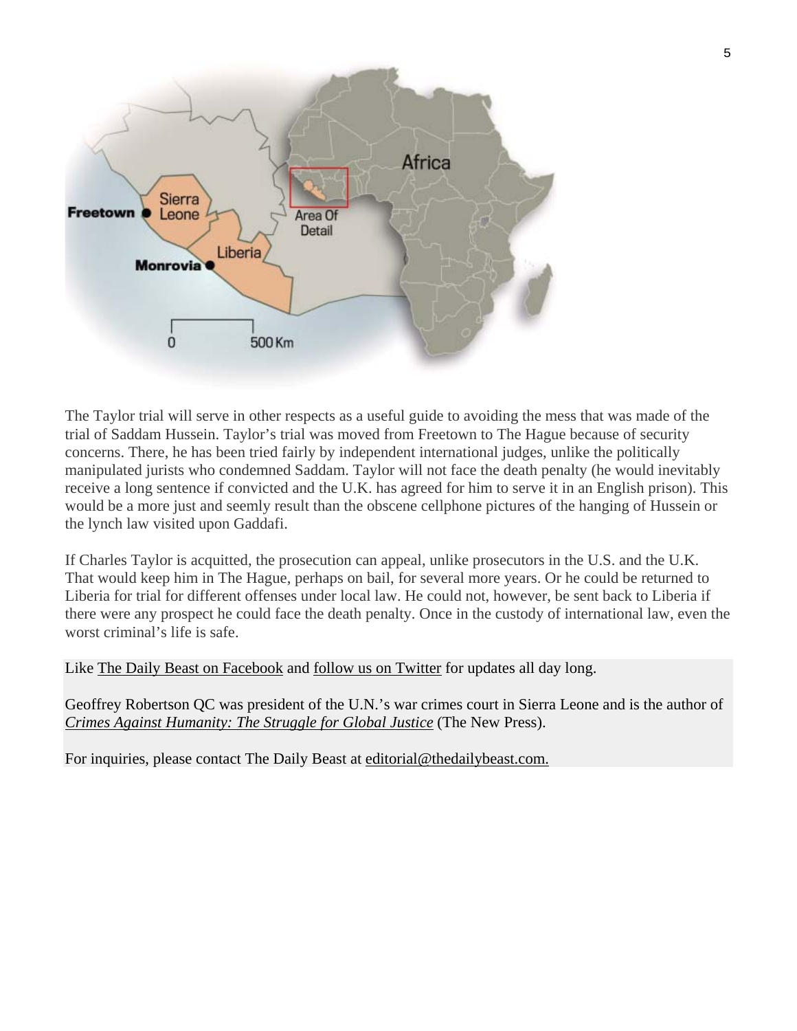Africa

Sierra Leone

Freetown

Liberia

Monrovia

Area Of Detail

0

500 Km

The Taylor trial will serve in other respects as a useful guide to avoiding the mess that was made of the trial of Saddam Hussein. Taylor's trial was moved from Freetown to The Hague because of security concerns. There, he has been tried fairly by independent international judges, unlike the politically manipulated jurists who condemned Saddam. Taylor will not face the death penalty (he would inevitably receive a long sentence if convicted and the U.K. has agreed for him to serve it in an English prison). This would be a more just and seemly result than the obscene cellphone pictures of the hanging of Hussein or the lynch law visited upon Gaddafi.

If Charles Taylor is acquitted, the prosecution can appeal, unlike prosecutors in the U.S. and the U.K. That would keep him in The Hague, perhaps on bail, for several more years. Or he could be returned to Liberia for trial for different offenses under local law. He could not, however, be sent back to Liberia if there were any prospect he could face the death penalty. Once in the custody of international law, even the worst criminal's life is safe.

Like The Daily Beast on Facebook and follow us on Twitter for updates all day long.

Geoffrey Robertson QC was president of the U.N.'s war crimes court in Sierra Leone and is the author of *Crimes Against Humanity: The Struggle for Global Justice* (The New Press).

For inquiries, please contact The Daily Beast at editorial@thedailybeast.com.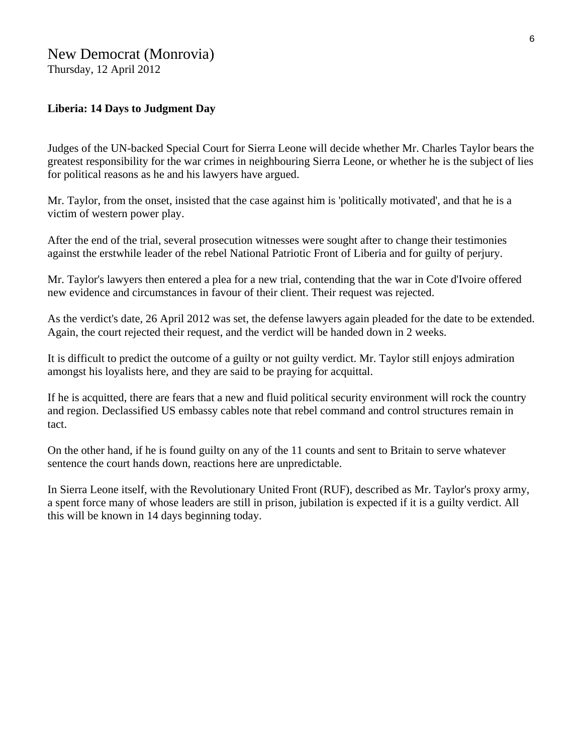# New Democrat (Monrovia)

Thursday, 12 April 2012

**Liberia: 14 Days to Judgment Day**

Judges of the UN-backed Special Court for Sierra Leone will decide whether Mr. Charles Taylor bears the greatest responsibility for the war crimes in neighbouring Sierra Leone, or whether he is the subject of lies for political reasons as he and his lawyers have argued.

Mr. Taylor, from the onset, insisted that the case against him is 'politically motivated', and that he is a victim of western power play.

After the end of the trial, several prosecution witnesses were sought after to change their testimonies against the erstwhile leader of the rebel National Patriotic Front of Liberia and for guilty of perjury.

Mr. Taylor's lawyers then entered a plea for a new trial, contending that the war in Cote d'Ivoire offered new evidence and circumstances in favour of their client. Their request was rejected.

As the verdict's date, 26 April 2012 was set, the defense lawyers again pleaded for the date to be extended. Again, the court rejected their request, and the verdict will be handed down in 2 weeks.

It is difficult to predict the outcome of a guilty or not guilty verdict. Mr. Taylor still enjoys admiration amongst his loyalists here, and they are said to be praying for acquittal.

If he is acquitted, there are fears that a new and fluid political security environment will rock the country and region. Declassified US embassy cables note that rebel command and control structures remain in tact.

On the other hand, if he is found guilty on any of the 11 counts and sent to Britain to serve whatever sentence the court hands down, reactions here are unpredictable.

In Sierra Leone itself, with the Revolutionary United Front (RUF), described as Mr. Taylor's proxy army, a spent force many of whose leaders are still in prison, jubilation is expected if it is a guilty verdict. All this will be known in 14 days beginning today.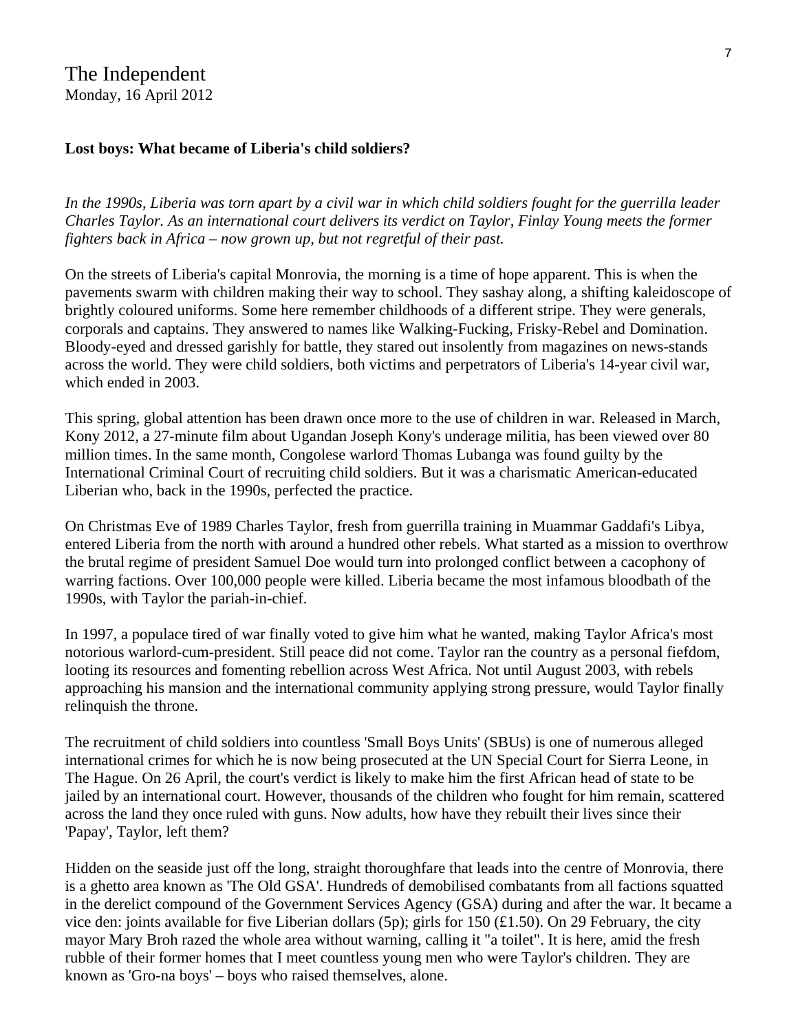The Independent
Monday, 16 April 2012

**Lost boys: What became of Liberia's child soldiers?**

*In the 1990s, Liberia was torn apart by a civil war in which child soldiers fought for the guerrilla leader Charles Taylor. As an international court delivers its verdict on Taylor, Finlay Young meets the former fighters back in Africa – now grown up, but not regretful of their past.*

On the streets of Liberia's capital Monrovia, the morning is a time of hope apparent. This is when the pavements swarm with children making their way to school. They sashay along, a shifting kaleidoscope of brightly coloured uniforms. Some here remember childhoods of a different stripe. They were generals, corporals and captains. They answered to names like Walking-Fucking, Frisky-Rebel and Domination. Bloody-eyed and dressed garishly for battle, they stared out insolently from magazines on news-stands across the world. They were child soldiers, both victims and perpetrators of Liberia's 14-year civil war, which ended in 2003.

This spring, global attention has been drawn once more to the use of children in war. Released in March, Kony 2012, a 27-minute film about Ugandan Joseph Kony's underage militia, has been viewed over 80 million times. In the same month, Congolese warlord Thomas Lubanga was found guilty by the International Criminal Court of recruiting child soldiers. But it was a charismatic American-educated Liberian who, back in the 1990s, perfected the practice.

On Christmas Eve of 1989 Charles Taylor, fresh from guerrilla training in Muammar Gaddafi's Libya, entered Liberia from the north with around a hundred other rebels. What started as a mission to overthrow the brutal regime of president Samuel Doe would turn into prolonged conflict between a cacophony of warring factions. Over 100,000 people were killed. Liberia became the most infamous bloodbath of the 1990s, with Taylor the pariah-in-chief.

In 1997, a populace tired of war finally voted to give him what he wanted, making Taylor Africa's most notorious warlord-cum-president. Still peace did not come. Taylor ran the country as a personal fiefdom, looting its resources and fomenting rebellion across West Africa. Not until August 2003, with rebels approaching his mansion and the international community applying strong pressure, would Taylor finally relinquish the throne.

The recruitment of child soldiers into countless 'Small Boys Units' (SBUs) is one of numerous alleged international crimes for which he is now being prosecuted at the UN Special Court for Sierra Leone, in The Hague. On 26 April, the court's verdict is likely to make him the first African head of state to be jailed by an international court. However, thousands of the children who fought for him remain, scattered across the land they once ruled with guns. Now adults, how have they rebuilt their lives since their 'Papay', Taylor, left them?

Hidden on the seaside just off the long, straight thoroughfare that leads into the centre of Monrovia, there is a ghetto area known as 'The Old GSA'. Hundreds of demobilised combatants from all factions squatted in the derelict compound of the Government Services Agency (GSA) during and after the war. It became a vice den: joints available for five Liberian dollars (5p); girls for 150 (£1.50). On 29 February, the city mayor Mary Broh razed the whole area without warning, calling it "a toilet". It is here, amid the fresh rubble of their former homes that I meet countless young men who were Taylor's children. They are known as 'Gro-na boys' – boys who raised themselves, alone.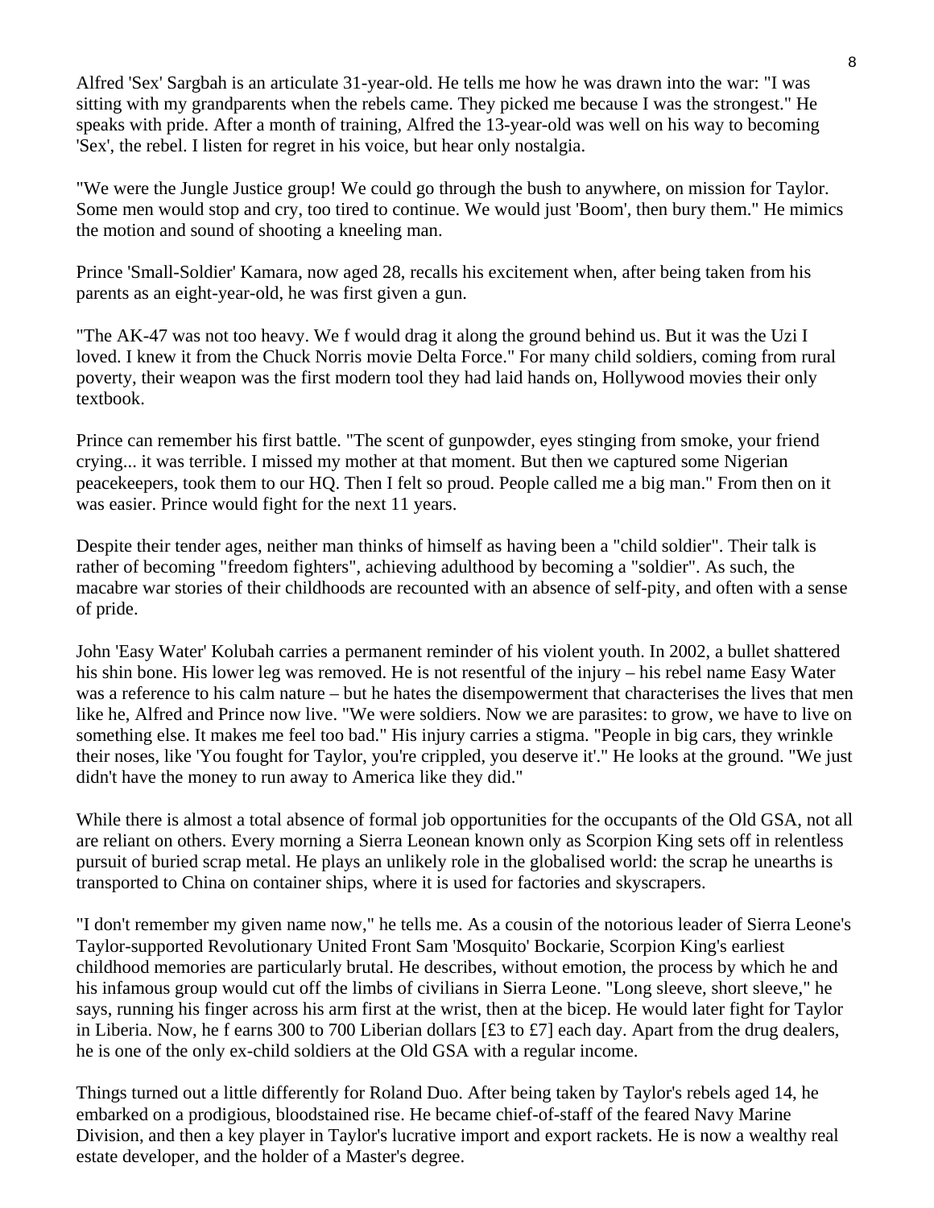Alfred 'Sex' Sargbah is an articulate 31-year-old. He tells me how he was drawn into the war: "I was sitting with my grandparents when the rebels came. They picked me because I was the strongest." He speaks with pride. After a month of training, Alfred the 13-year-old was well on his way to becoming 'Sex', the rebel. I listen for regret in his voice, but hear only nostalgia.

"We were the Jungle Justice group! We could go through the bush to anywhere, on mission for Taylor. Some men would stop and cry, too tired to continue. We would just 'Boom', then bury them." He mimics the motion and sound of shooting a kneeling man.

Prince 'Small-Soldier' Kamara, now aged 28, recalls his excitement when, after being taken from his parents as an eight-year-old, he was first given a gun.

"The AK-47 was not too heavy. We f would drag it along the ground behind us. But it was the Uzi I loved. I knew it from the Chuck Norris movie Delta Force." For many child soldiers, coming from rural poverty, their weapon was the first modern tool they had laid hands on, Hollywood movies their only textbook.

Prince can remember his first battle. "The scent of gunpowder, eyes stinging from smoke, your friend crying... it was terrible. I missed my mother at that moment. But then we captured some Nigerian peacekeepers, took them to our HQ. Then I felt so proud. People called me a big man." From then on it was easier. Prince would fight for the next 11 years.

Despite their tender ages, neither man thinks of himself as having been a "child soldier". Their talk is rather of becoming "freedom fighters", achieving adulthood by becoming a "soldier". As such, the macabre war stories of their childhoods are recounted with an absence of self-pity, and often with a sense of pride.

John 'Easy Water' Kolubah carries a permanent reminder of his violent youth. In 2002, a bullet shattered his shin bone. His lower leg was removed. He is not resentful of the injury – his rebel name Easy Water was a reference to his calm nature – but he hates the disempowerment that characterises the lives that men like he, Alfred and Prince now live. "We were soldiers. Now we are parasites: to grow, we have to live on something else. It makes me feel too bad." His injury carries a stigma. "People in big cars, they wrinkle their noses, like 'You fought for Taylor, you're crippled, you deserve it'." He looks at the ground. "We just didn't have the money to run away to America like they did."

While there is almost a total absence of formal job opportunities for the occupants of the Old GSA, not all are reliant on others. Every morning a Sierra Leonean known only as Scorpion King sets off in relentless pursuit of buried scrap metal. He plays an unlikely role in the globalised world: the scrap he unearths is transported to China on container ships, where it is used for factories and skyscrapers.

"I don't remember my given name now," he tells me. As a cousin of the notorious leader of Sierra Leone's Taylor-supported Revolutionary United Front Sam 'Mosquito' Bockarie, Scorpion King's earliest childhood memories are particularly brutal. He describes, without emotion, the process by which he and his infamous group would cut off the limbs of civilians in Sierra Leone. "Long sleeve, short sleeve," he says, running his finger across his arm first at the wrist, then at the bicep. He would later fight for Taylor in Liberia. Now, he f earns 300 to 700 Liberian dollars [£3 to £7] each day. Apart from the drug dealers, he is one of the only ex-child soldiers at the Old GSA with a regular income.

Things turned out a little differently for Roland Duo. After being taken by Taylor's rebels aged 14, he embarked on a prodigious, bloodstained rise. He became chief-of-staff of the feared Navy Marine Division, and then a key player in Taylor's lucrative import and export rackets. He is now a wealthy real estate developer, and the holder of a Master's degree.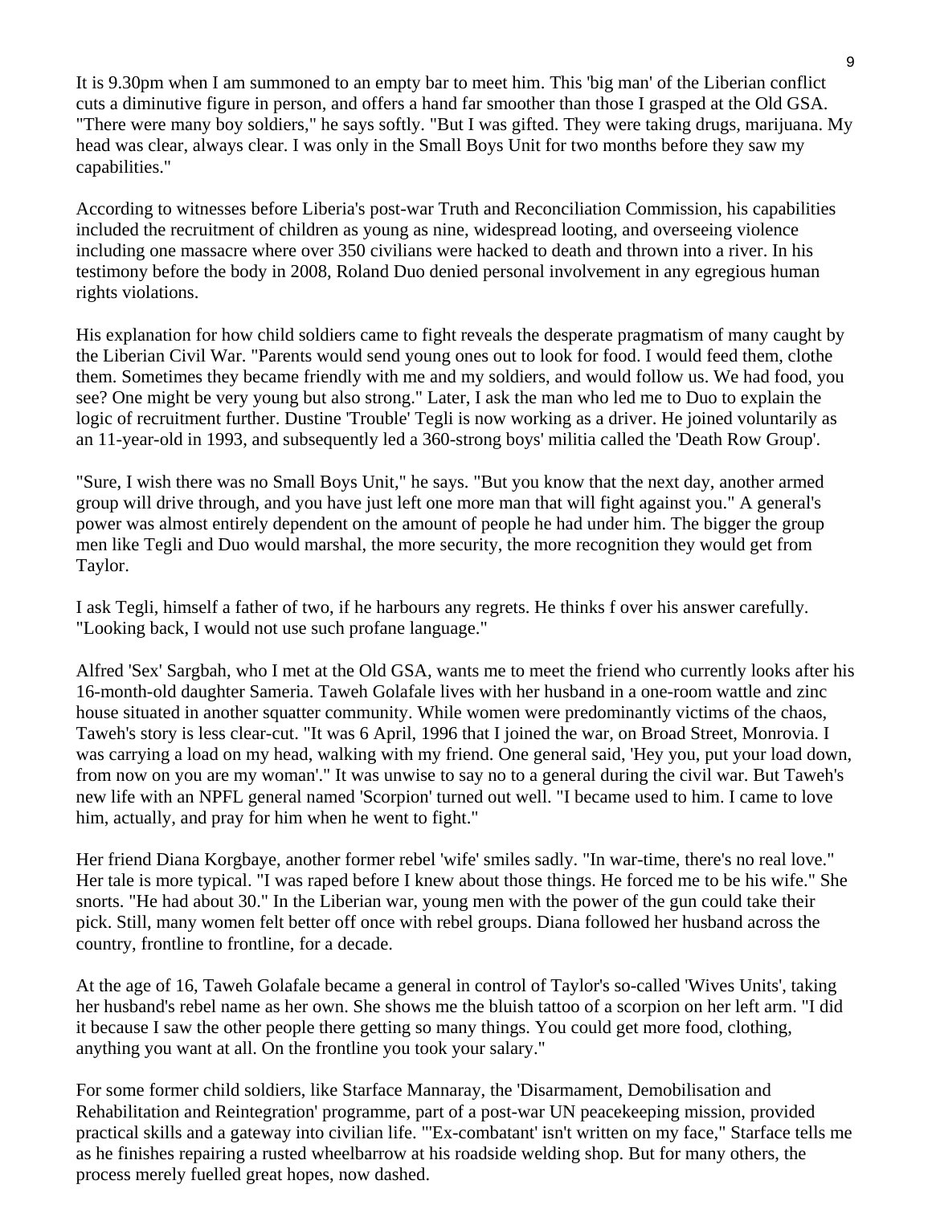It is 9.30pm when I am summoned to an empty bar to meet him. This 'big man' of the Liberian conflict cuts a diminutive figure in person, and offers a hand far smoother than those I grasped at the Old GSA. "There were many boy soldiers," he says softly. "But I was gifted. They were taking drugs, marijuana. My head was clear, always clear. I was only in the Small Boys Unit for two months before they saw my capabilities."

According to witnesses before Liberia's post-war Truth and Reconciliation Commission, his capabilities included the recruitment of children as young as nine, widespread looting, and overseeing violence including one massacre where over 350 civilians were hacked to death and thrown into a river. In his testimony before the body in 2008, Roland Duo denied personal involvement in any egregious human rights violations.

His explanation for how child soldiers came to fight reveals the desperate pragmatism of many caught by the Liberian Civil War. "Parents would send young ones out to look for food. I would feed them, clothe them. Sometimes they became friendly with me and my soldiers, and would follow us. We had food, you see? One might be very young but also strong." Later, I ask the man who led me to Duo to explain the logic of recruitment further. Dustine 'Trouble' Tegli is now working as a driver. He joined voluntarily as an 11-year-old in 1993, and subsequently led a 360-strong boys' militia called the 'Death Row Group'.

"Sure, I wish there was no Small Boys Unit," he says. "But you know that the next day, another armed group will drive through, and you have just left one more man that will fight against you." A general's power was almost entirely dependent on the amount of people he had under him. The bigger the group men like Tegli and Duo would marshal, the more security, the more recognition they would get from Taylor.

I ask Tegli, himself a father of two, if he harbours any regrets. He thinks f over his answer carefully. "Looking back, I would not use such profane language."

Alfred 'Sex' Sargbah, who I met at the Old GSA, wants me to meet the friend who currently looks after his 16-month-old daughter Sameria. Taweh Golafale lives with her husband in a one-room wattle and zinc house situated in another squatter community. While women were predominantly victims of the chaos, Taweh's story is less clear-cut. "It was 6 April, 1996 that I joined the war, on Broad Street, Monrovia. I was carrying a load on my head, walking with my friend. One general said, 'Hey you, put your load down, from now on you are my woman'." It was unwise to say no to a general during the civil war. But Taweh's new life with an NPFL general named 'Scorpion' turned out well. "I became used to him. I came to love him, actually, and pray for him when he went to fight."

Her friend Diana Korgbaye, another former rebel 'wife' smiles sadly. "In war-time, there's no real love." Her tale is more typical. "I was raped before I knew about those things. He forced me to be his wife." She snorts. "He had about 30." In the Liberian war, young men with the power of the gun could take their pick. Still, many women felt better off once with rebel groups. Diana followed her husband across the country, frontline to frontline, for a decade.

At the age of 16, Taweh Golafale became a general in control of Taylor's so-called 'Wives Units', taking her husband's rebel name as her own. She shows me the bluish tattoo of a scorpion on her left arm. "I did it because I saw the other people there getting so many things. You could get more food, clothing, anything you want at all. On the frontline you took your salary."

For some former child soldiers, like Starface Mannaray, the 'Disarmament, Demobilisation and Rehabilitation and Reintegration' programme, part of a post-war UN peacekeeping mission, provided practical skills and a gateway into civilian life. "'Ex-combatant' isn't written on my face," Starface tells me as he finishes repairing a rusted wheelbarrow at his roadside welding shop. But for many others, the process merely fuelled great hopes, now dashed.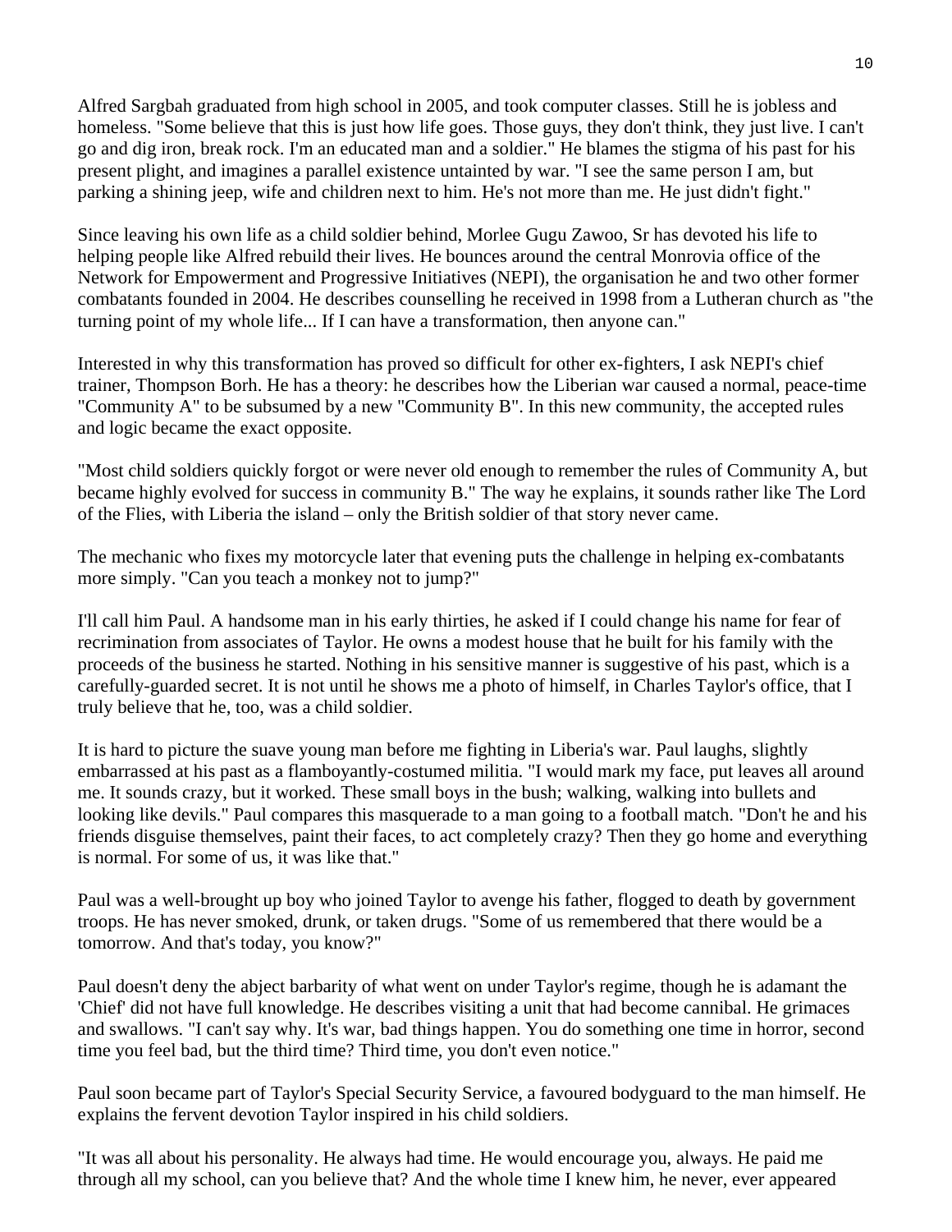Alfred Sargbah graduated from high school in 2005, and took computer classes. Still he is jobless and homeless. "Some believe that this is just how life goes. Those guys, they don't think, they just live. I can't go and dig iron, break rock. I'm an educated man and a soldier." He blames the stigma of his past for his present plight, and imagines a parallel existence untainted by war. "I see the same person I am, but parking a shining jeep, wife and children next to him. He's not more than me. He just didn't fight."

Since leaving his own life as a child soldier behind, Morlee Gugu Zawoo, Sr has devoted his life to helping people like Alfred rebuild their lives. He bounces around the central Monrovia office of the Network for Empowerment and Progressive Initiatives (NEPI), the organisation he and two other former combatants founded in 2004. He describes counselling he received in 1998 from a Lutheran church as "the turning point of my whole life... If I can have a transformation, then anyone can."

Interested in why this transformation has proved so difficult for other ex-fighters, I ask NEPI's chief trainer, Thompson Borh. He has a theory: he describes how the Liberian war caused a normal, peace-time "Community A" to be subsumed by a new "Community B". In this new community, the accepted rules and logic became the exact opposite.

"Most child soldiers quickly forgot or were never old enough to remember the rules of Community A, but became highly evolved for success in community B." The way he explains, it sounds rather like The Lord of the Flies, with Liberia the island – only the British soldier of that story never came.

The mechanic who fixes my motorcycle later that evening puts the challenge in helping ex-combatants more simply. "Can you teach a monkey not to jump?"

I'll call him Paul. A handsome man in his early thirties, he asked if I could change his name for fear of recrimination from associates of Taylor. He owns a modest house that he built for his family with the proceeds of the business he started. Nothing in his sensitive manner is suggestive of his past, which is a carefully-guarded secret. It is not until he shows me a photo of himself, in Charles Taylor's office, that I truly believe that he, too, was a child soldier.

It is hard to picture the suave young man before me fighting in Liberia's war. Paul laughs, slightly embarrassed at his past as a flamboyantly-costumed militia. "I would mark my face, put leaves all around me. It sounds crazy, but it worked. These small boys in the bush; walking, walking into bullets and looking like devils." Paul compares this masquerade to a man going to a football match. "Don't he and his friends disguise themselves, paint their faces, to act completely crazy? Then they go home and everything is normal. For some of us, it was like that."

Paul was a well-brought up boy who joined Taylor to avenge his father, flogged to death by government troops. He has never smoked, drunk, or taken drugs. "Some of us remembered that there would be a tomorrow. And that's today, you know?"

Paul doesn't deny the abject barbarity of what went on under Taylor's regime, though he is adamant the 'Chief' did not have full knowledge. He describes visiting a unit that had become cannibal. He grimaces and swallows. "I can't say why. It's war, bad things happen. You do something one time in horror, second time you feel bad, but the third time? Third time, you don't even notice."

Paul soon became part of Taylor's Special Security Service, a favoured bodyguard to the man himself. He explains the fervent devotion Taylor inspired in his child soldiers.

"It was all about his personality. He always had time. He would encourage you, always. He paid me through all my school, can you believe that? And the whole time I knew him, he never, ever appeared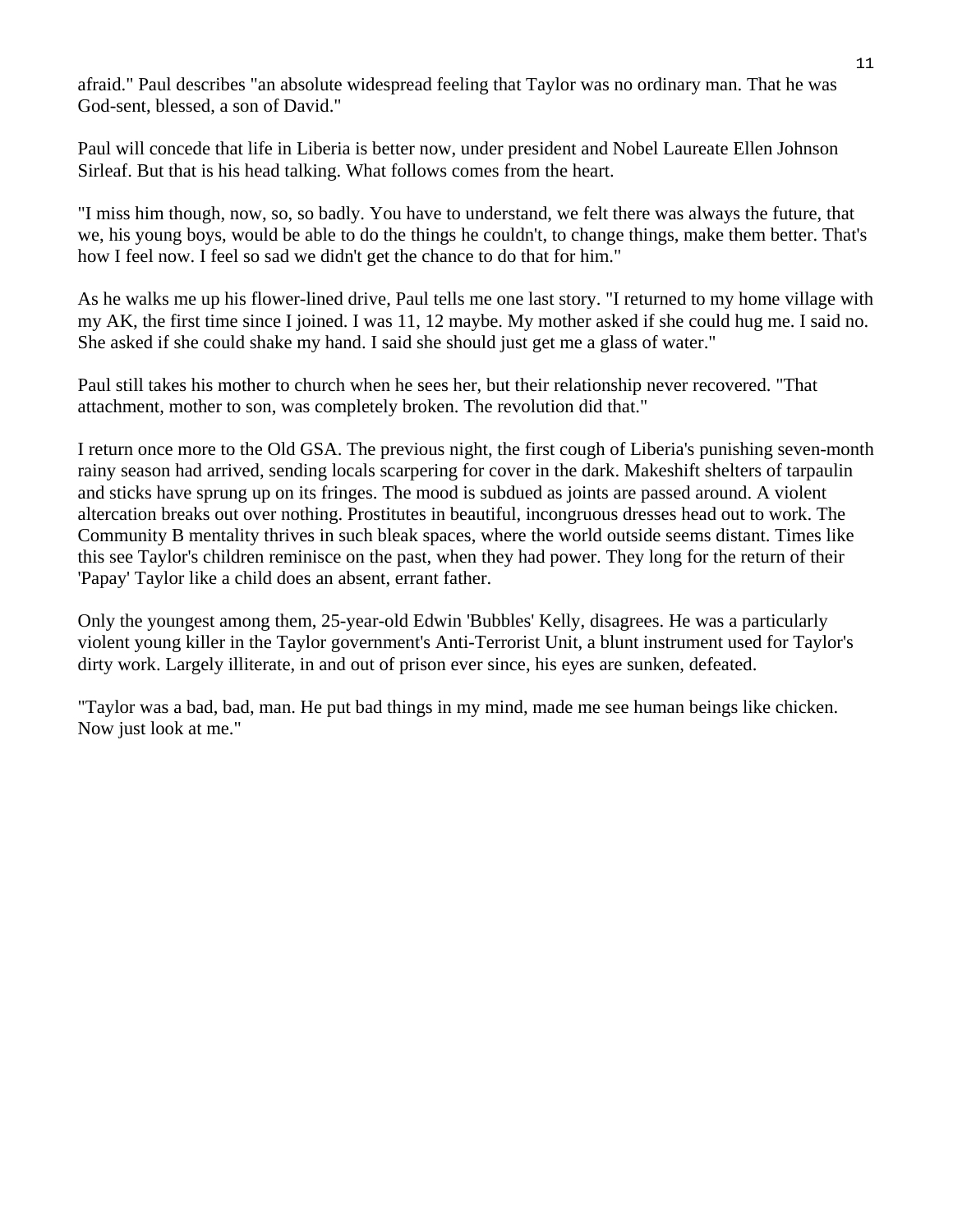afraid." Paul describes "an absolute widespread feeling that Taylor was no ordinary man. That he was God-sent, blessed, a son of David."

Paul will concede that life in Liberia is better now, under president and Nobel Laureate Ellen Johnson Sirleaf. But that is his head talking. What follows comes from the heart.

"I miss him though, now, so, so badly. You have to understand, we felt there was always the future, that we, his young boys, would be able to do the things he couldn't, to change things, make them better. That's how I feel now. I feel so sad we didn't get the chance to do that for him."

As he walks me up his flower-lined drive, Paul tells me one last story. "I returned to my home village with my AK, the first time since I joined. I was 11, 12 maybe. My mother asked if she could hug me. I said no. She asked if she could shake my hand. I said she should just get me a glass of water."

Paul still takes his mother to church when he sees her, but their relationship never recovered. "That attachment, mother to son, was completely broken. The revolution did that."

I return once more to the Old GSA. The previous night, the first cough of Liberia's punishing seven-month rainy season had arrived, sending locals scarpering for cover in the dark. Makeshift shelters of tarpaulin and sticks have sprung up on its fringes. The mood is subdued as joints are passed around. A violent altercation breaks out over nothing. Prostitutes in beautiful, incongruous dresses head out to work. The Community B mentality thrives in such bleak spaces, where the world outside seems distant. Times like this see Taylor's children reminisce on the past, when they had power. They long for the return of their 'Papay' Taylor like a child does an absent, errant father.

Only the youngest among them, 25-year-old Edwin 'Bubbles' Kelly, disagrees. He was a particularly violent young killer in the Taylor government's Anti-Terrorist Unit, a blunt instrument used for Taylor's dirty work. Largely illiterate, in and out of prison ever since, his eyes are sunken, defeated.

"Taylor was a bad, bad, man. He put bad things in my mind, made me see human beings like chicken. Now just look at me."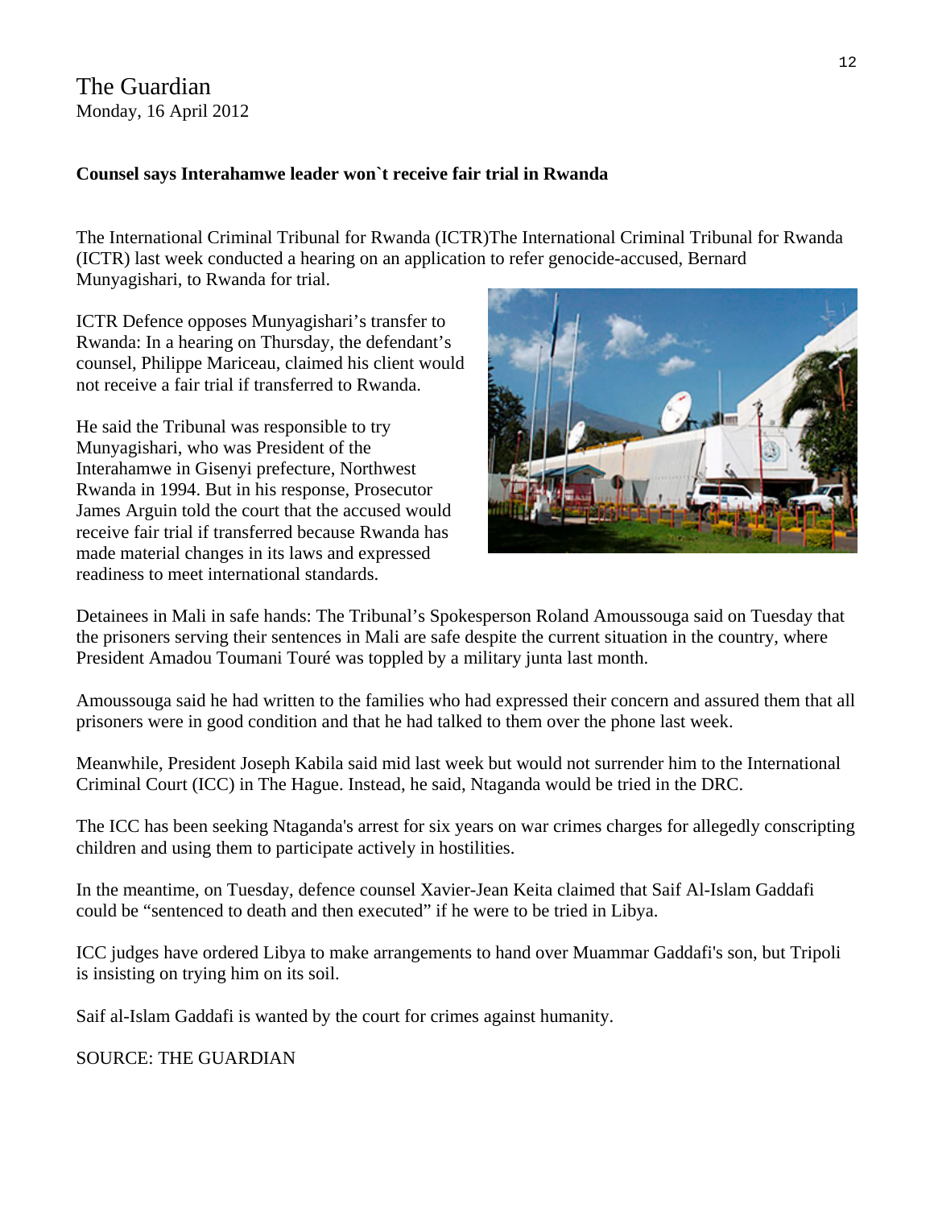The Guardian
Monday, 16 April 2012

**Counsel says Interahamwe leader won`t receive fair trial in Rwanda**

The International Criminal Tribunal for Rwanda (ICTR)The International Criminal Tribunal for Rwanda (ICTR) last week conducted a hearing on an application to refer genocide-accused, Bernard Munyagishari, to Rwanda for trial.

ICTR Defence opposes Munyagishari's transfer to Rwanda: In a hearing on Thursday, the defendant's counsel, Philippe Mariceau, claimed his client would not receive a fair trial if transferred to Rwanda.

He said the Tribunal was responsible to try Munyagishari, who was President of the Interahamwe in Gisenyi prefecture, Northwest Rwanda in 1994. But in his response, Prosecutor James Arguin told the court that the accused would receive fair trial if transferred because Rwanda has made material changes in its laws and expressed readiness to meet international standards.

Detainees in Mali in safe hands: The Tribunal's Spokesperson Roland Amoussouga said on Tuesday that the prisoners serving their sentences in Mali are safe despite the current situation in the country, where President Amadou Toumani Touré was toppled by a military junta last month.

Amoussouga said he had written to the families who had expressed their concern and assured them that all prisoners were in good condition and that he had talked to them over the phone last week.

Meanwhile, President Joseph Kabila said mid last week but would not surrender him to the International Criminal Court (ICC) in The Hague. Instead, he said, Ntaganda would be tried in the DRC.

The ICC has been seeking Ntaganda's arrest for six years on war crimes charges for allegedly conscripting children and using them to participate actively in hostilities.

In the meantime, on Tuesday, defence counsel Xavier-Jean Keita claimed that Saif Al-Islam Gaddafi could be "sentenced to death and then executed" if he were to be tried in Libya.

ICC judges have ordered Libya to make arrangements to hand over Muammar Gaddafi's son, but Tripoli is insisting on trying him on its soil.

Saif al-Islam Gaddafi is wanted by the court for crimes against humanity.

SOURCE: THE GUARDIAN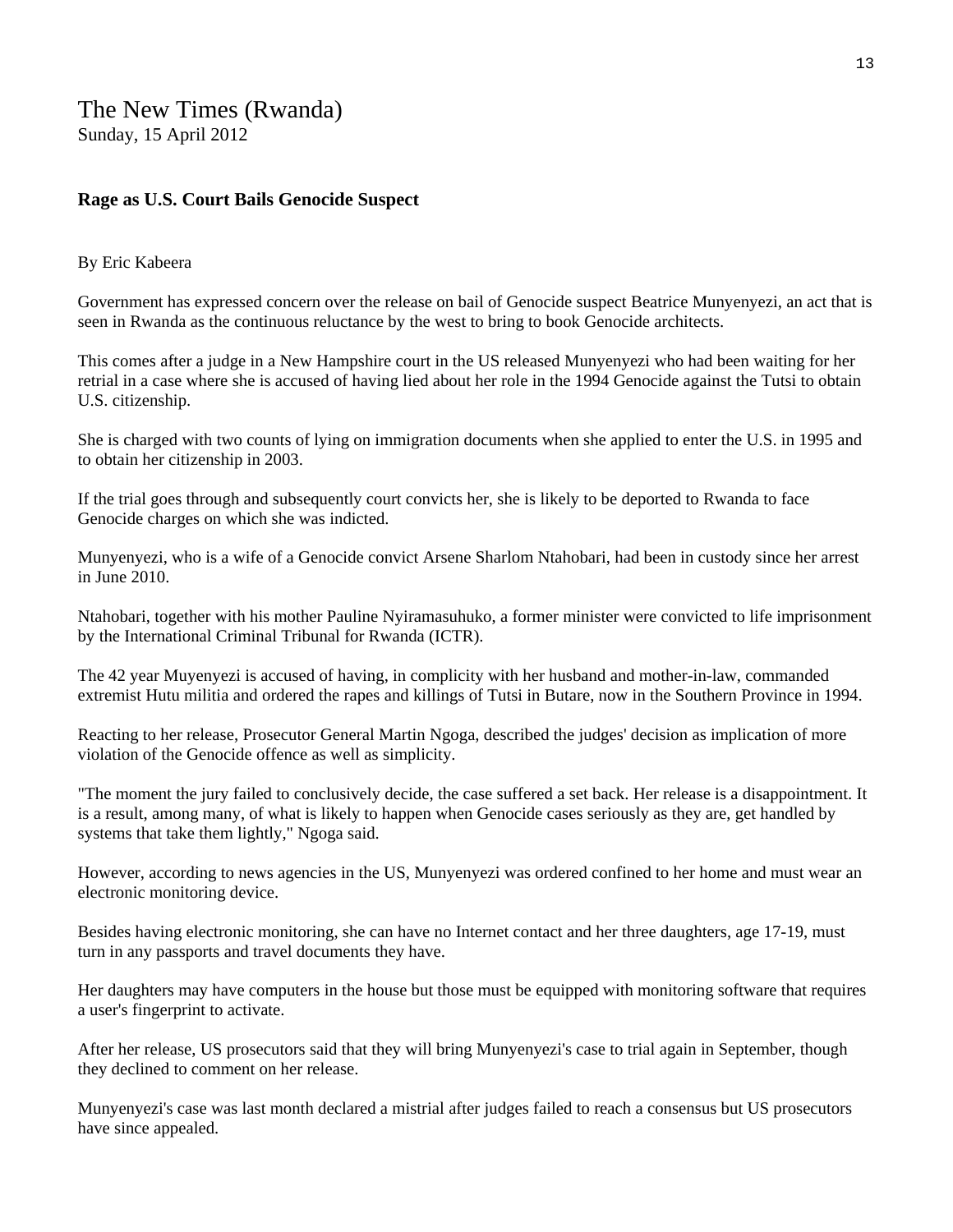# The New Times (Rwanda)

Sunday, 15 April 2012

**Rage as U.S. Court Bails Genocide Suspect**

By Eric Kabeera

Government has expressed concern over the release on bail of Genocide suspect Beatrice Munyenyezi, an act that is seen in Rwanda as the continuous reluctance by the west to bring to book Genocide architects.

This comes after a judge in a New Hampshire court in the US released Munyenyezi who had been waiting for her retrial in a case where she is accused of having lied about her role in the 1994 Genocide against the Tutsi to obtain U.S. citizenship.

She is charged with two counts of lying on immigration documents when she applied to enter the U.S. in 1995 and to obtain her citizenship in 2003.

If the trial goes through and subsequently court convicts her, she is likely to be deported to Rwanda to face Genocide charges on which she was indicted.

Munyenyezi, who is a wife of a Genocide convict Arsene Sharlom Ntahobari, had been in custody since her arrest in June 2010.

Ntahobari, together with his mother Pauline Nyiramasuhuko, a former minister were convicted to life imprisonment by the International Criminal Tribunal for Rwanda (ICTR).

The 42 year Muyenyezi is accused of having, in complicity with her husband and mother-in-law, commanded extremist Hutu militia and ordered the rapes and killings of Tutsi in Butare, now in the Southern Province in 1994.

Reacting to her release, Prosecutor General Martin Ngoga, described the judges' decision as implication of more violation of the Genocide offence as well as simplicity.

"The moment the jury failed to conclusively decide, the case suffered a set back. Her release is a disappointment. It is a result, among many, of what is likely to happen when Genocide cases seriously as they are, get handled by systems that take them lightly," Ngoga said.

However, according to news agencies in the US, Munyenyezi was ordered confined to her home and must wear an electronic monitoring device.

Besides having electronic monitoring, she can have no Internet contact and her three daughters, age 17-19, must turn in any passports and travel documents they have.

Her daughters may have computers in the house but those must be equipped with monitoring software that requires a user's fingerprint to activate.

After her release, US prosecutors said that they will bring Munyenyezi's case to trial again in September, though they declined to comment on her release.

Munyenyezi's case was last month declared a mistrial after judges failed to reach a consensus but US prosecutors have since appealed.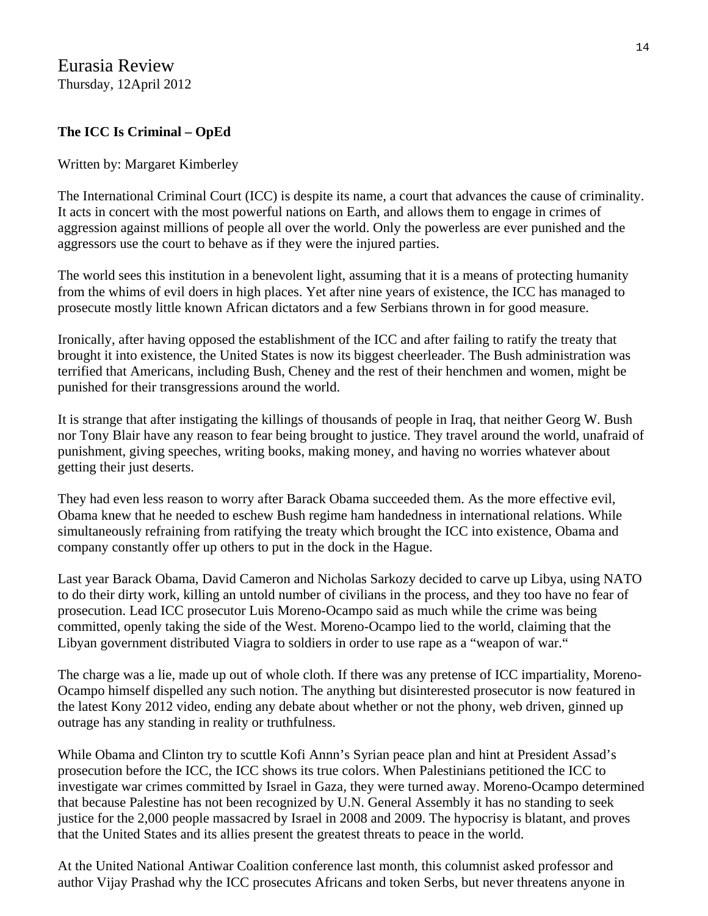Eurasia Review
Thursday, 12April 2012

**The ICC Is Criminal – OpEd**

Written by: Margaret Kimberley

The International Criminal Court (ICC) is despite its name, a court that advances the cause of criminality. It acts in concert with the most powerful nations on Earth, and allows them to engage in crimes of aggression against millions of people all over the world. Only the powerless are ever punished and the aggressors use the court to behave as if they were the injured parties.

The world sees this institution in a benevolent light, assuming that it is a means of protecting humanity from the whims of evil doers in high places. Yet after nine years of existence, the ICC has managed to prosecute mostly little known African dictators and a few Serbians thrown in for good measure.

Ironically, after having opposed the establishment of the ICC and after failing to ratify the treaty that brought it into existence, the United States is now its biggest cheerleader. The Bush administration was terrified that Americans, including Bush, Cheney and the rest of their henchmen and women, might be punished for their transgressions around the world.

It is strange that after instigating the killings of thousands of people in Iraq, that neither Georg W. Bush nor Tony Blair have any reason to fear being brought to justice. They travel around the world, unafraid of punishment, giving speeches, writing books, making money, and having no worries whatever about getting their just deserts.

They had even less reason to worry after Barack Obama succeeded them. As the more effective evil, Obama knew that he needed to eschew Bush regime ham handedness in international relations. While simultaneously refraining from ratifying the treaty which brought the ICC into existence, Obama and company constantly offer up others to put in the dock in the Hague.

Last year Barack Obama, David Cameron and Nicholas Sarkozy decided to carve up Libya, using NATO to do their dirty work, killing an untold number of civilians in the process, and they too have no fear of prosecution. Lead ICC prosecutor Luis Moreno-Ocampo said as much while the crime was being committed, openly taking the side of the West. Moreno-Ocampo lied to the world, claiming that the Libyan government distributed Viagra to soldiers in order to use rape as a "weapon of war."

The charge was a lie, made up out of whole cloth. If there was any pretense of ICC impartiality, Moreno-Ocampo himself dispelled any such notion. The anything but disinterested prosecutor is now featured in the latest Kony 2012 video, ending any debate about whether or not the phony, web driven, ginned up outrage has any standing in reality or truthfulness.

While Obama and Clinton try to scuttle Kofi Annn's Syrian peace plan and hint at President Assad's prosecution before the ICC, the ICC shows its true colors. When Palestinians petitioned the ICC to investigate war crimes committed by Israel in Gaza, they were turned away. Moreno-Ocampo determined that because Palestine has not been recognized by U.N. General Assembly it has no standing to seek justice for the 2,000 people massacred by Israel in 2008 and 2009. The hypocrisy is blatant, and proves that the United States and its allies present the greatest threats to peace in the world.

At the United National Antiwar Coalition conference last month, this columnist asked professor and author Vijay Prashad why the ICC prosecutes Africans and token Serbs, but never threatens anyone in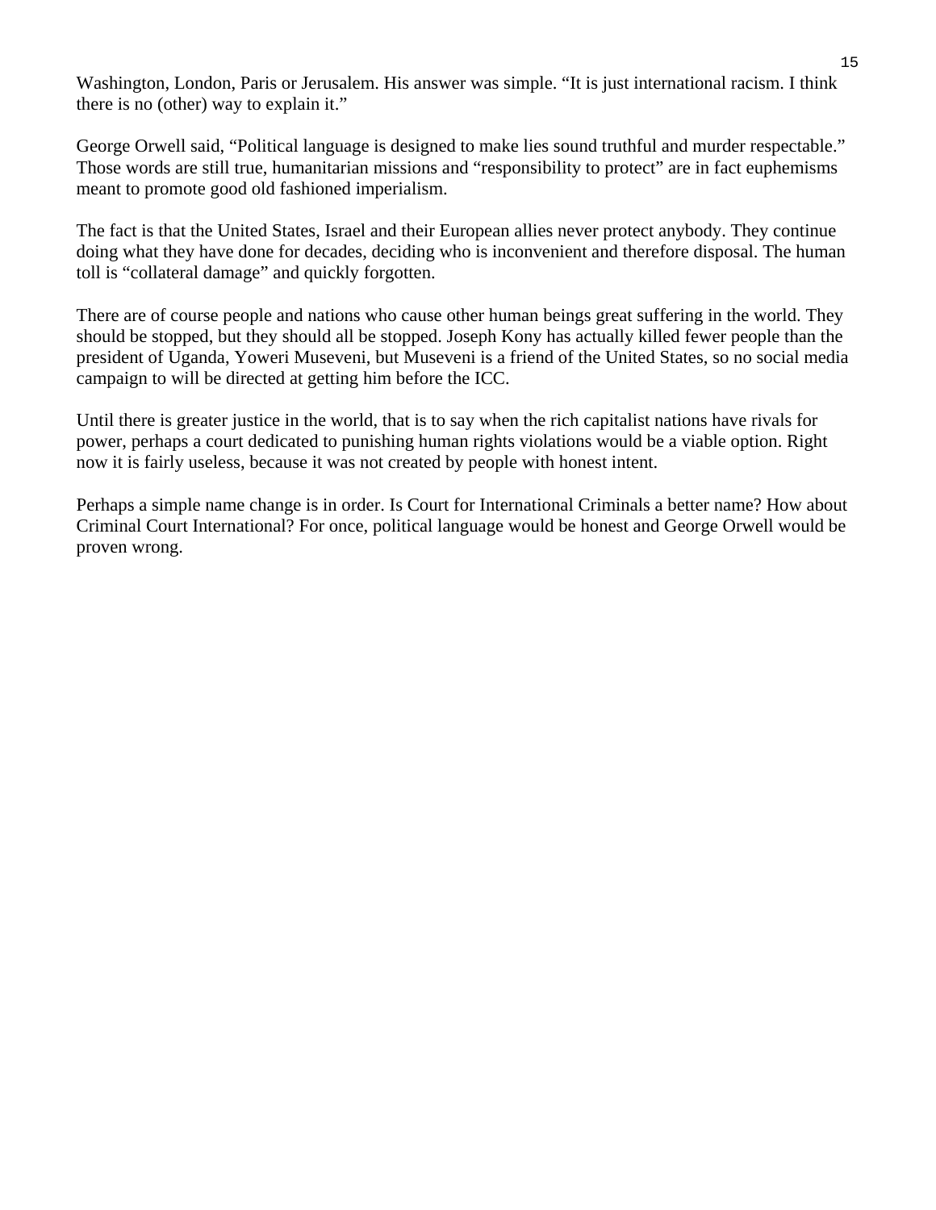Washington, London, Paris or Jerusalem. His answer was simple. “It is just international racism. I think there is no (other) way to explain it.”

George Orwell said, “Political language is designed to make lies sound truthful and murder respectable.” Those words are still true, humanitarian missions and “responsibility to protect” are in fact euphemisms meant to promote good old fashioned imperialism.

The fact is that the United States, Israel and their European allies never protect anybody. They continue doing what they have done for decades, deciding who is inconvenient and therefore disposal. The human toll is “collateral damage” and quickly forgotten.

There are of course people and nations who cause other human beings great suffering in the world. They should be stopped, but they should all be stopped. Joseph Kony has actually killed fewer people than the president of Uganda, Yoweri Museveni, but Museveni is a friend of the United States, so no social media campaign to will be directed at getting him before the ICC.

Until there is greater justice in the world, that is to say when the rich capitalist nations have rivals for power, perhaps a court dedicated to punishing human rights violations would be a viable option. Right now it is fairly useless, because it was not created by people with honest intent.

Perhaps a simple name change is in order. Is Court for International Criminals a better name? How about Criminal Court International? For once, political language would be honest and George Orwell would be proven wrong.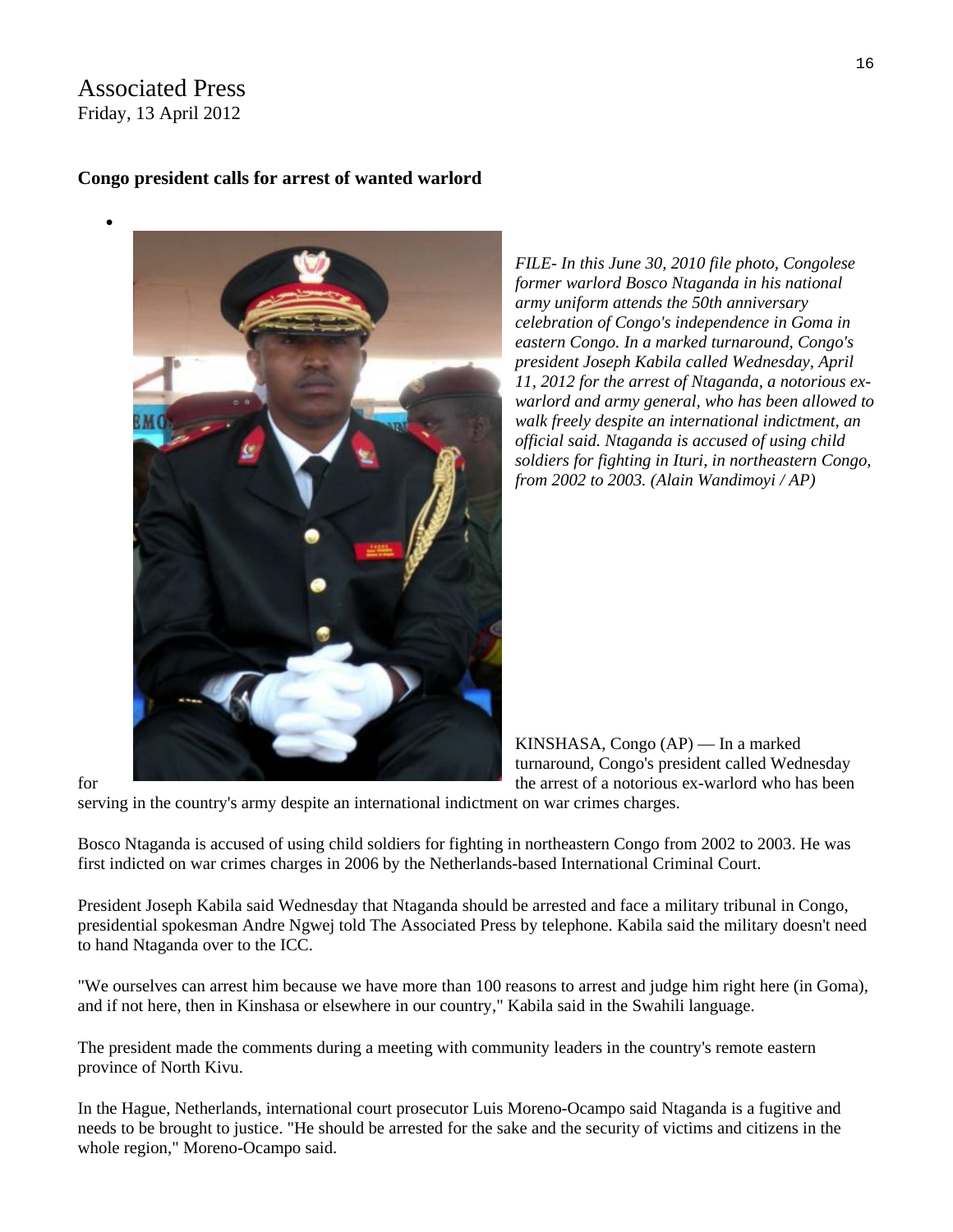Associated Press
Friday, 13 April 2012

**Congo president calls for arrest of wanted warlord**

*FILE- In this June 30, 2010 file photo, Congolese former warlord Bosco Ntaganda in his national army uniform attends the 50th anniversary celebration of Congo's independence in Goma in eastern Congo. In a marked turnaround, Congo's president Joseph Kabila called Wednesday, April 11, 2012 for the arrest of Ntaganda, a notorious ex-warlord and army general, who has been allowed to walk freely despite an international indictment, an official said. Ntaganda is accused of using child soldiers for fighting in Ituri, in northeastern Congo, from 2002 to 2003. (Alain Wandimoyi / AP)*

KINSHASA, Congo (AP) — In a marked turnaround, Congo's president called Wednesday for the arrest of a notorious ex-warlord who has been serving in the country's army despite an international indictment on war crimes charges.

Bosco Ntaganda is accused of using child soldiers for fighting in northeastern Congo from 2002 to 2003. He was first indicted on war crimes charges in 2006 by the Netherlands-based International Criminal Court.

President Joseph Kabila said Wednesday that Ntaganda should be arrested and face a military tribunal in Congo, presidential spokesman Andre Ngwej told The Associated Press by telephone. Kabila said the military doesn't need to hand Ntaganda over to the ICC.

"We ourselves can arrest him because we have more than 100 reasons to arrest and judge him right here (in Goma), and if not here, then in Kinshasa or elsewhere in our country," Kabila said in the Swahili language.

The president made the comments during a meeting with community leaders in the country's remote eastern province of North Kivu.

In the Hague, Netherlands, international court prosecutor Luis Moreno-Ocampo said Ntaganda is a fugitive and needs to be brought to justice. "He should be arrested for the sake and the security of victims and citizens in the whole region," Moreno-Ocampo said.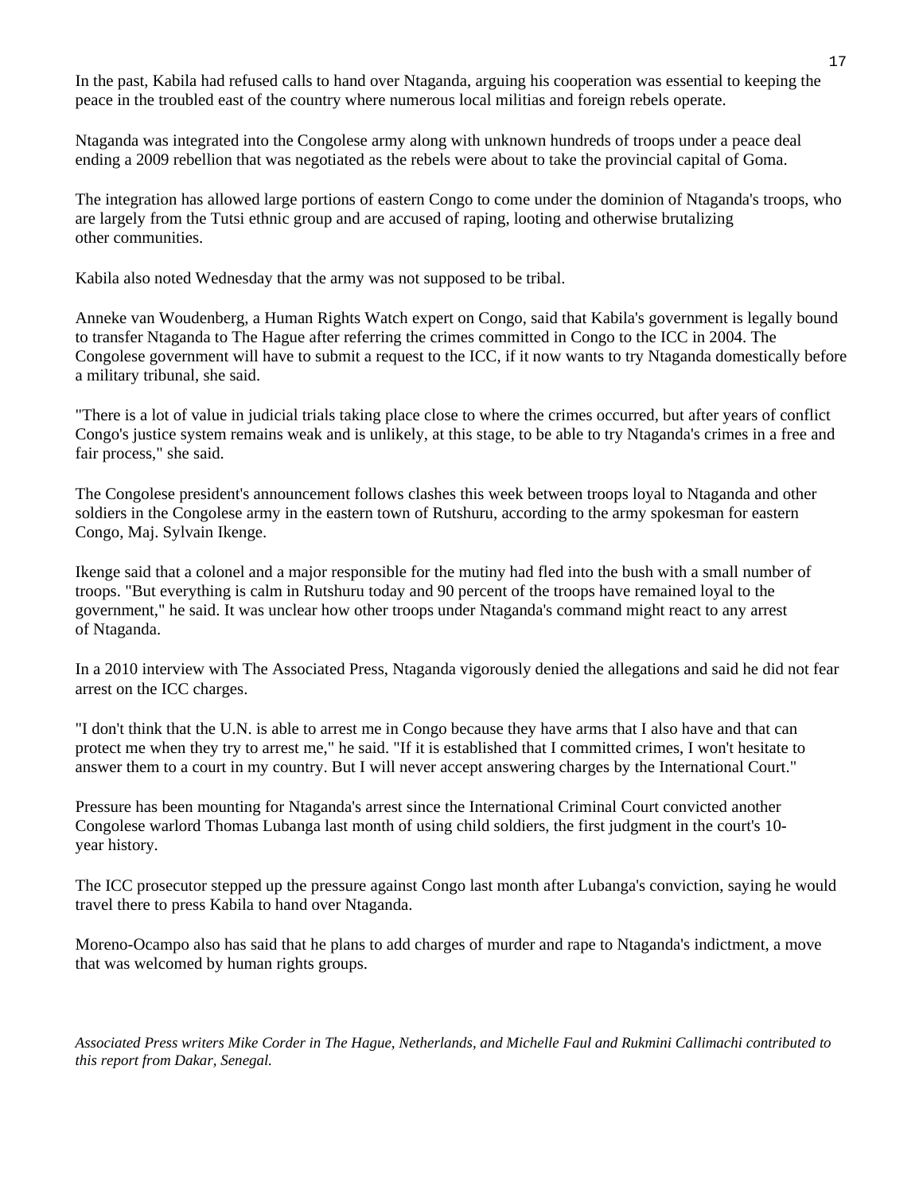In the past, Kabila had refused calls to hand over Ntaganda, arguing his cooperation was essential to keeping the peace in the troubled east of the country where numerous local militias and foreign rebels operate.

Ntaganda was integrated into the Congolese army along with unknown hundreds of troops under a peace deal ending a 2009 rebellion that was negotiated as the rebels were about to take the provincial capital of Goma.

The integration has allowed large portions of eastern Congo to come under the dominion of Ntaganda's troops, who are largely from the Tutsi ethnic group and are accused of raping, looting and otherwise brutalizing other communities.

Kabila also noted Wednesday that the army was not supposed to be tribal.

Anneke van Woudenberg, a Human Rights Watch expert on Congo, said that Kabila's government is legally bound to transfer Ntaganda to The Hague after referring the crimes committed in Congo to the ICC in 2004. The Congolese government will have to submit a request to the ICC, if it now wants to try Ntaganda domestically before a military tribunal, she said.

"There is a lot of value in judicial trials taking place close to where the crimes occurred, but after years of conflict Congo's justice system remains weak and is unlikely, at this stage, to be able to try Ntaganda's crimes in a free and fair process," she said.

The Congolese president's announcement follows clashes this week between troops loyal to Ntaganda and other soldiers in the Congolese army in the eastern town of Rutshuru, according to the army spokesman for eastern Congo, Maj. Sylvain Ikenge.

Ikenge said that a colonel and a major responsible for the mutiny had fled into the bush with a small number of troops. "But everything is calm in Rutshuru today and 90 percent of the troops have remained loyal to the government," he said. It was unclear how other troops under Ntaganda's command might react to any arrest of Ntaganda.

In a 2010 interview with The Associated Press, Ntaganda vigorously denied the allegations and said he did not fear arrest on the ICC charges.

"I don't think that the U.N. is able to arrest me in Congo because they have arms that I also have and that can protect me when they try to arrest me," he said. "If it is established that I committed crimes, I won't hesitate to answer them to a court in my country. But I will never accept answering charges by the International Court."

Pressure has been mounting for Ntaganda's arrest since the International Criminal Court convicted another Congolese warlord Thomas Lubanga last month of using child soldiers, the first judgment in the court's 10-year history.

The ICC prosecutor stepped up the pressure against Congo last month after Lubanga's conviction, saying he would travel there to press Kabila to hand over Ntaganda.

Moreno-Ocampo also has said that he plans to add charges of murder and rape to Ntaganda's indictment, a move that was welcomed by human rights groups.

*Associated Press writers Mike Corder in The Hague, Netherlands, and Michelle Faul and Rukmini Callimachi contributed to this report from Dakar, Senegal.*